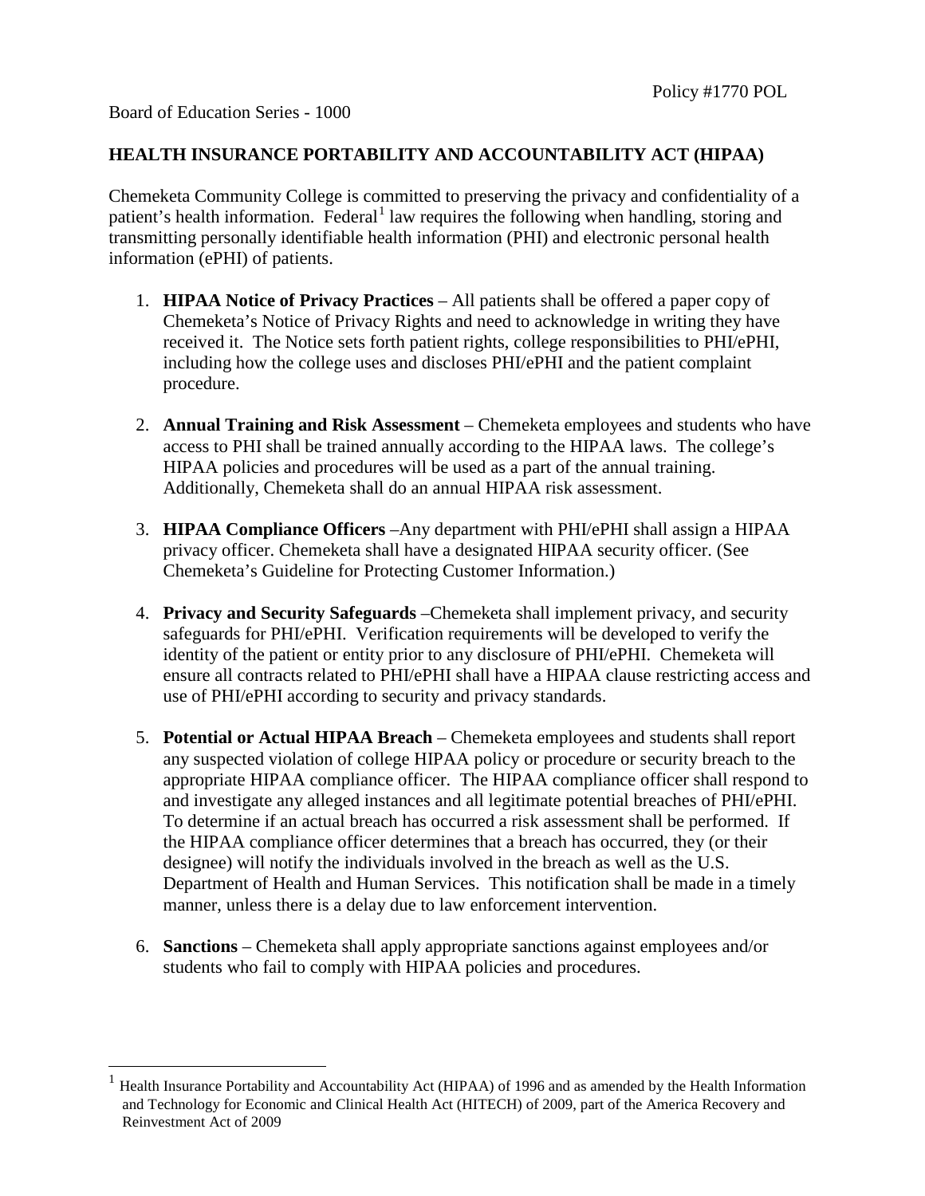Policy #1770 POL

Board of Education Series - 1000

## HEALTH INSURANCE PORTABILITY AND ACCOUNTABILITY ACT (HIPAA)

Chemeketa Community College is committed to preserving the privacy and confidentiality of a patient's health information. Federal[1] law requires the following when handling, storing and transmitting personally identifiable health information (PHI) and electronic personal health information (ePHI) of patients.

1. **HIPAA Notice of Privacy Practices** – All patients shall be offered a paper copy of Chemeketa's Notice of Privacy Rights and need to acknowledge in writing they have received it. The Notice sets forth patient rights, college responsibilities to PHI/ePHI, including how the college uses and discloses PHI/ePHI and the patient complaint procedure.

2. **Annual Training and Risk Assessment** – Chemeketa employees and students who have access to PHI shall be trained annually according to the HIPAA laws. The college's HIPAA policies and procedures will be used as a part of the annual training. Additionally, Chemeketa shall do an annual HIPAA risk assessment.

3. **HIPAA Compliance Officers** –Any department with PHI/ePHI shall assign a HIPAA privacy officer. Chemeketa shall have a designated HIPAA security officer. (See Chemeketa's Guideline for Protecting Customer Information.)

4. **Privacy and Security Safeguards** –Chemeketa shall implement privacy, and security safeguards for PHI/ePHI. Verification requirements will be developed to verify the identity of the patient or entity prior to any disclosure of PHI/ePHI. Chemeketa will ensure all contracts related to PHI/ePHI shall have a HIPAA clause restricting access and use of PHI/ePHI according to security and privacy standards.

5. **Potential or Actual HIPAA Breach** – Chemeketa employees and students shall report any suspected violation of college HIPAA policy or procedure or security breach to the appropriate HIPAA compliance officer. The HIPAA compliance officer shall respond to and investigate any alleged instances and all legitimate potential breaches of PHI/ePHI. To determine if an actual breach has occurred a risk assessment shall be performed. If the HIPAA compliance officer determines that a breach has occurred, they (or their designee) will notify the individuals involved in the breach as well as the U.S. Department of Health and Human Services. This notification shall be made in a timely manner, unless there is a delay due to law enforcement intervention.

6. **Sanctions** – Chemeketa shall apply appropriate sanctions against employees and/or students who fail to comply with HIPAA policies and procedures.

---

[1] Health Insurance Portability and Accountability Act (HIPAA) of 1996 and as amended by the Health Information and Technology for Economic and Clinical Health Act (HITECH) of 2009, part of the America Recovery and Reinvestment Act of 2009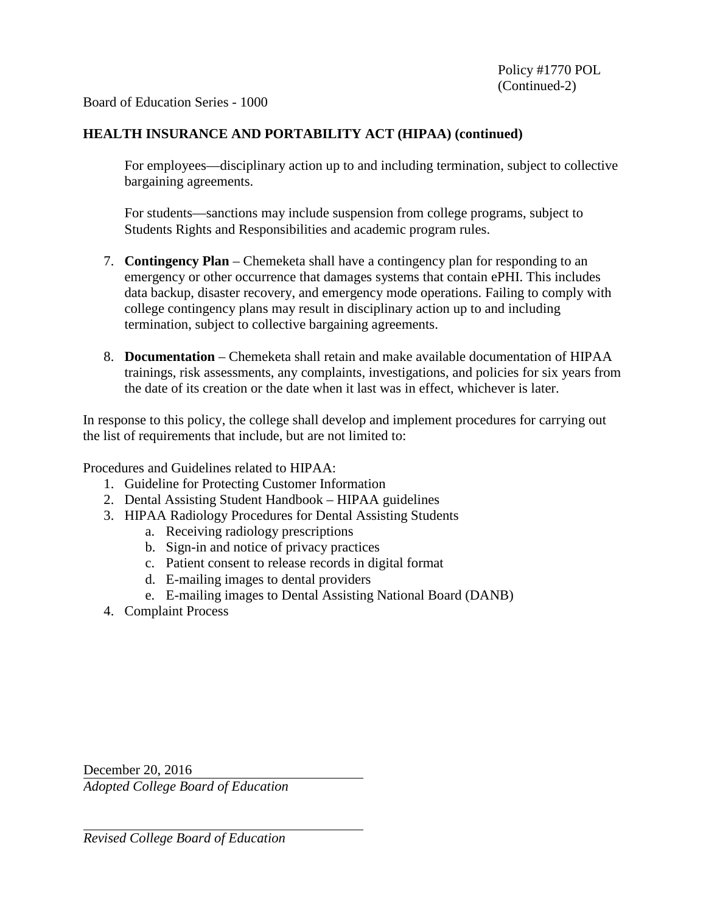Board of Education Series - 1000

## HEALTH INSURANCE AND PORTABILITY ACT (HIPAA) (continued)

For employees—disciplinary action up to and including termination, subject to collective bargaining agreements.

For students—sanctions may include suspension from college programs, subject to Students Rights and Responsibilities and academic program rules.

7. **Contingency Plan** – Chemeketa shall have a contingency plan for responding to an emergency or other occurrence that damages systems that contain ePHI. This includes data backup, disaster recovery, and emergency mode operations. Failing to comply with college contingency plans may result in disciplinary action up to and including termination, subject to collective bargaining agreements.

8. **Documentation** – Chemeketa shall retain and make available documentation of HIPAA trainings, risk assessments, any complaints, investigations, and policies for six years from the date of its creation or the date when it last was in effect, whichever is later.

In response to this policy, the college shall develop and implement procedures for carrying out the list of requirements that include, but are not limited to:

Procedures and Guidelines related to HIPAA:

1. Guideline for Protecting Customer Information
2. Dental Assisting Student Handbook – HIPAA guidelines
3. HIPAA Radiology Procedures for Dental Assisting Students
   a. Receiving radiology prescriptions
   b. Sign-in and notice of privacy practices
   c. Patient consent to release records in digital format
   d. E-mailing images to dental providers
   e. E-mailing images to Dental Assisting National Board (DANB)
4. Complaint Process

December 20, 2016
*Adopted College Board of Education*

*Revised College Board of Education*